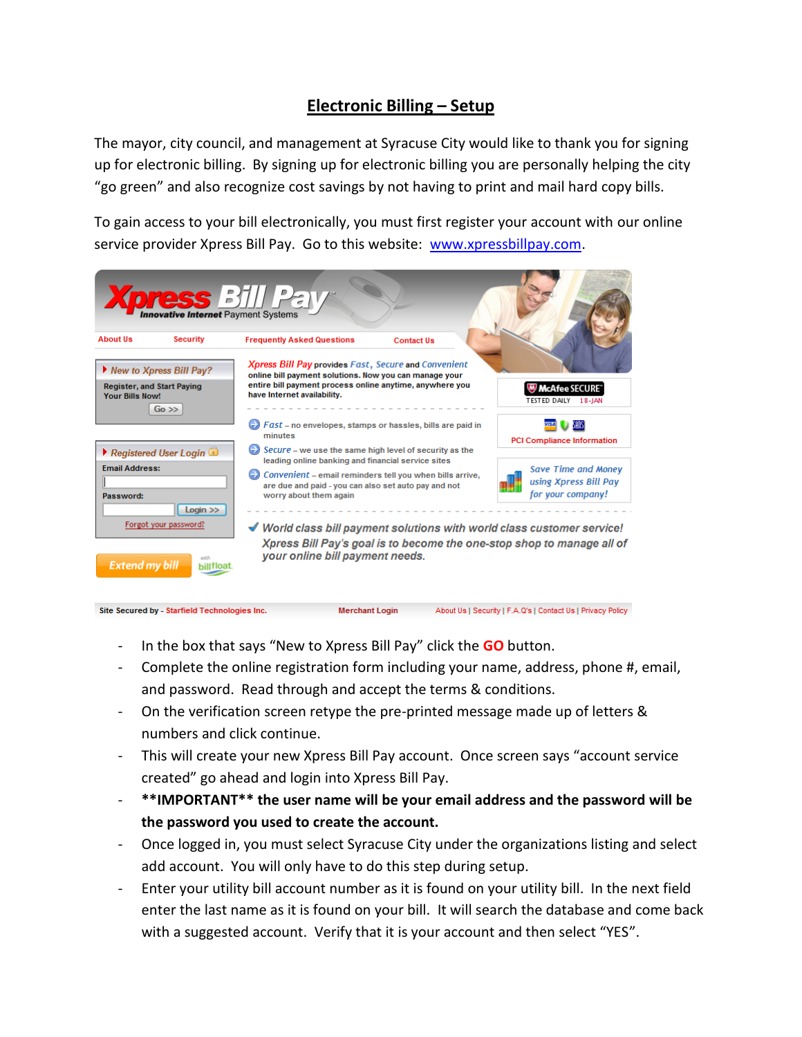# Electronic Billing – Setup

The mayor, city council, and management at Syracuse City would like to thank you for signing up for electronic billing. By signing up for electronic billing you are personally helping the city "go green" and also recognize cost savings by not having to print and mail hard copy bills.

To gain access to your bill electronically, you must first register your account with our online service provider Xpress Bill Pay. Go to this website: [www.xpressbillpay.com](http://www.xpressbillpay.com).

- In the box that says "New to Xpress Bill Pay" click the **GO** button.
- Complete the online registration form including your name, address, phone #, email, and password. Read through and accept the terms & conditions.
- On the verification screen retype the pre-printed message made up of letters & numbers and click continue.
- This will create your new Xpress Bill Pay account. Once screen says "account service created" go ahead and login into Xpress Bill Pay.
- **\*\*IMPORTANT\*\* the user name will be your email address and the password will be the password you used to create the account.**
- Once logged in, you must select Syracuse City under the organizations listing and select add account. You will only have to do this step during setup.
- Enter your utility bill account number as it is found on your utility bill. In the next field enter the last name as it is found on your bill. It will search the database and come back with a suggested account. Verify that it is your account and then select "YES".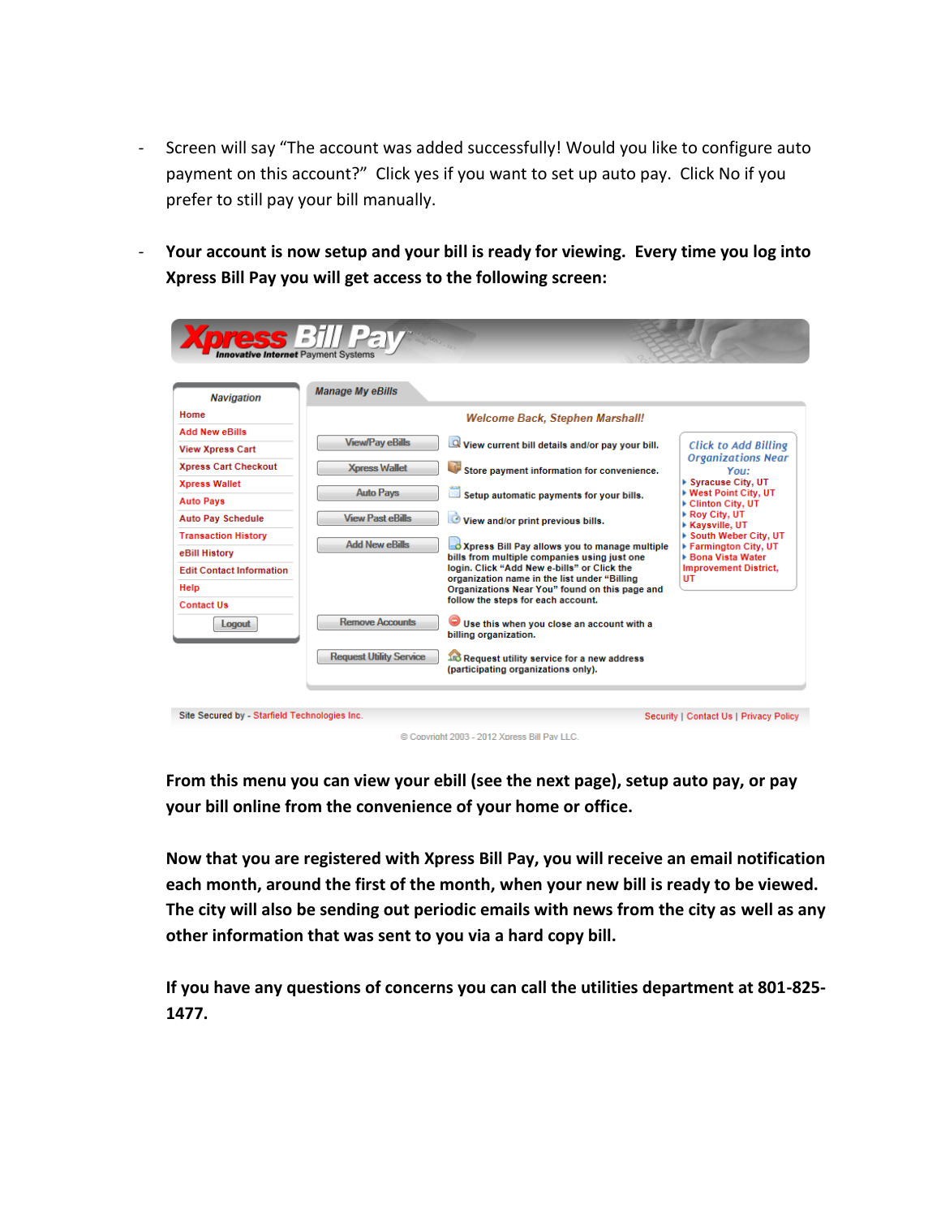- Screen will say "The account was added successfully! Would you like to configure auto payment on this account?" Click yes if you want to set up auto pay. Click No if you prefer to still pay your bill manually.

- **Your account is now setup and your bill is ready for viewing. Every time you log into Xpress Bill Pay you will get access to the following screen:**

**From this menu you can view your ebill (see the next page), setup auto pay, or pay your bill online from the convenience of your home or office.**

**Now that you are registered with Xpress Bill Pay, you will receive an email notification each month, around the first of the month, when your new bill is ready to be viewed. The city will also be sending out periodic emails with news from the city as well as any other information that was sent to you via a hard copy bill.**

**If you have any questions of concerns you can call the utilities department at 801-825-1477.**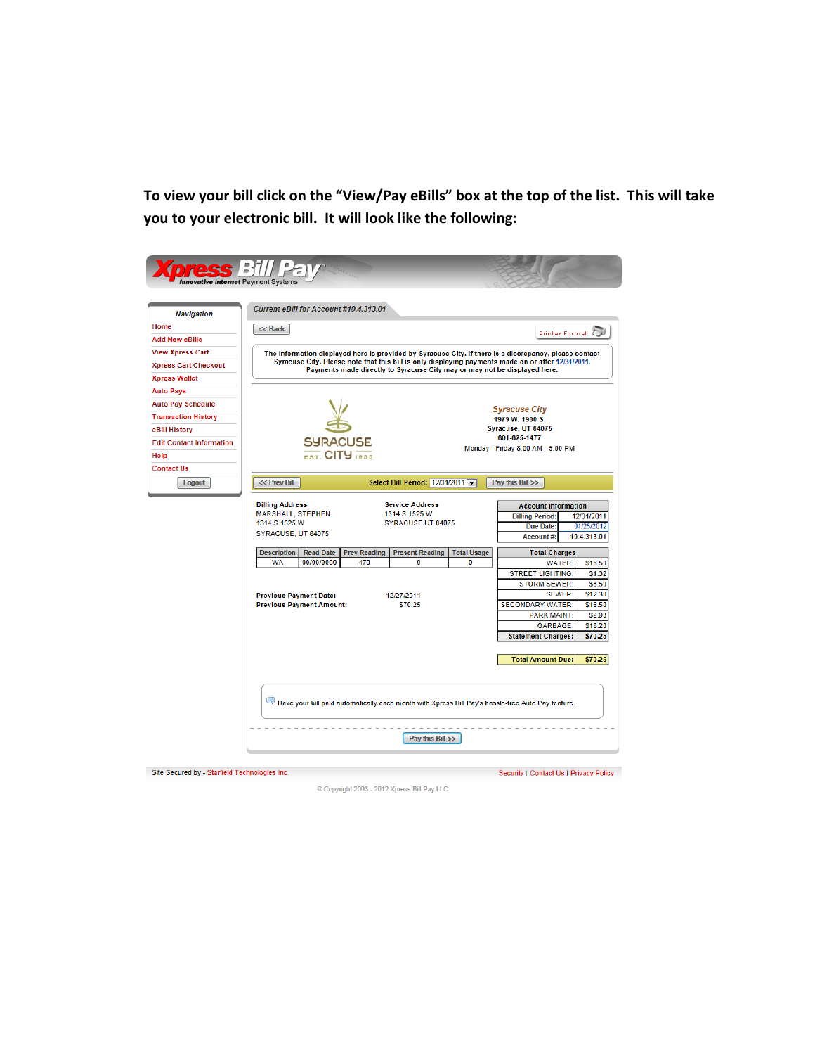**To view your bill click on the "View/Pay eBills" box at the top of the list. This will take you to your electronic bill. It will look like the following:**

Xpress Bill Pay
Innovative Internet Payment Systems

Navigation
- Home
- Add New eBills
- View Xpress Cart
- Xpress Cart Checkout
- Xpress Wallet
- Auto Pays
- Auto Pay Schedule
- Transaction History
- eBill History
- Edit Contact Information
- Help
- Contact Us

Logout

Current eBill for Account #10.4.313.01

<< Back

Printer Format

The information displayed here is provided by Syracuse City. If there is a discrepancy, please contact Syracuse City. Please note that this bill is only displaying payments made on or after 12/31/2011. Payments made directly to Syracuse City may or may not be displayed here.

SYRACUSE EST. CITY 1935

Syracuse City
1979 W. 1900 S.
Syracuse, UT 84075
801-825-1477
Monday - Friday 8:00 AM - 5:00 PM

<< Prev Bill | Select Bill Period: 12/31/2011 | Pay this Bill >>

Billing Address
MARSHALL, STEPHEN
1314 S 1525 W
SYRACUSE, UT 84075

Service Address
1314 S 1525 W
SYRACUSE UT 84075

| Account Information | |
|---|---|
| Billing Period: | 12/31/2011 |
| Due Date: | 01/25/2012 |
| Account #: | 10.4.313.01 |

| Description | Read Date | Prev Reading | Present Reading | Total Usage |
|---|---|---|---|---|
| WA | 00/00/0000 | 470 | 0 | 0 |

| Total Charges | |
|---|---|
| WATER: | $16.50 |
| STREET LIGHTING: | $1.32 |
| STORM SEWER: | $3.50 |
| SEWER: | $12.30 |
| SECONDARY WATER: | $15.50 |
| PARK MAINT: | $2.93 |
| GARBAGE: | $18.20 |
| Statement Charges: | $70.25 |

Previous Payment Date: 12/27/2011
Previous Payment Amount: $70.25

| Total Amount Due: | $70.25 |
|---|---|

Have your bill paid automatically each month with Xpress Bill Pay's hassle-free Auto Pay feature.

Pay this Bill >>

Site Secured by - Starfield Technologies Inc.

Security | Contact Us | Privacy Policy

© Copyright 2003 - 2012 Xpress Bill Pay LLC.